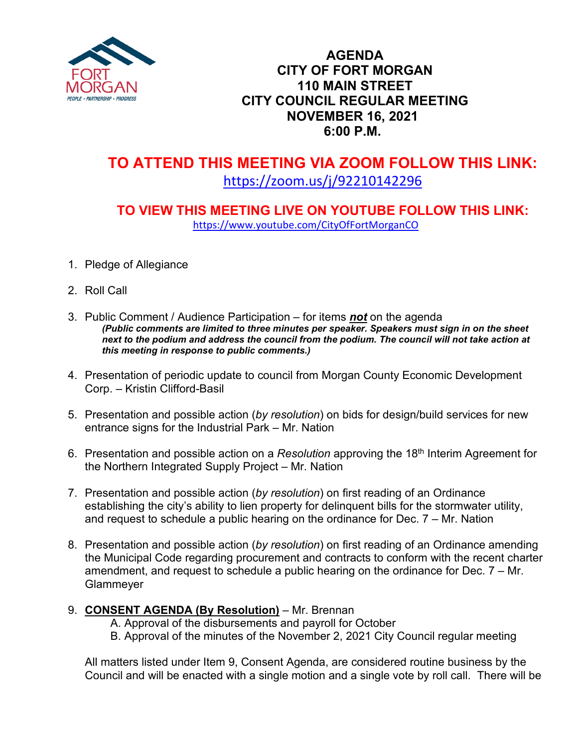# AGENDA
## CITY OF FORT MORGAN
## 110 MAIN STREET
## CITY COUNCIL REGULAR MEETING
## NOVEMBER 16, 2021
## 6:00 P.M.

## TO ATTEND THIS MEETING VIA ZOOM FOLLOW THIS LINK:
https://zoom.us/j/92210142296

## TO VIEW THIS MEETING LIVE ON YOUTUBE FOLLOW THIS LINK:
https://www.youtube.com/CityOfFortMorganCO

1. Pledge of Allegiance

2. Roll Call

3. Public Comment / Audience Participation – for items ***not*** on the agenda
   ***(Public comments are limited to three minutes per speaker. Speakers must sign in on the sheet next to the podium and address the council from the podium. The council will not take action at this meeting in response to public comments.)***

4. Presentation of periodic update to council from Morgan County Economic Development Corp. – Kristin Clifford-Basil

5. Presentation and possible action (*by resolution*) on bids for design/build services for new entrance signs for the Industrial Park – Mr. Nation

6. Presentation and possible action on a *Resolution* approving the 18th Interim Agreement for the Northern Integrated Supply Project – Mr. Nation

7. Presentation and possible action (*by resolution*) on first reading of an Ordinance establishing the city's ability to lien property for delinquent bills for the stormwater utility, and request to schedule a public hearing on the ordinance for Dec. 7 – Mr. Nation

8. Presentation and possible action (*by resolution*) on first reading of an Ordinance amending the Municipal Code regarding procurement and contracts to conform with the recent charter amendment, and request to schedule a public hearing on the ordinance for Dec. 7 – Mr. Glammeyer

9. **CONSENT AGENDA (By Resolution)** – Mr. Brennan
   A. Approval of the disbursements and payroll for October
   B. Approval of the minutes of the November 2, 2021 City Council regular meeting

   All matters listed under Item 9, Consent Agenda, are considered routine business by the Council and will be enacted with a single motion and a single vote by roll call. There will be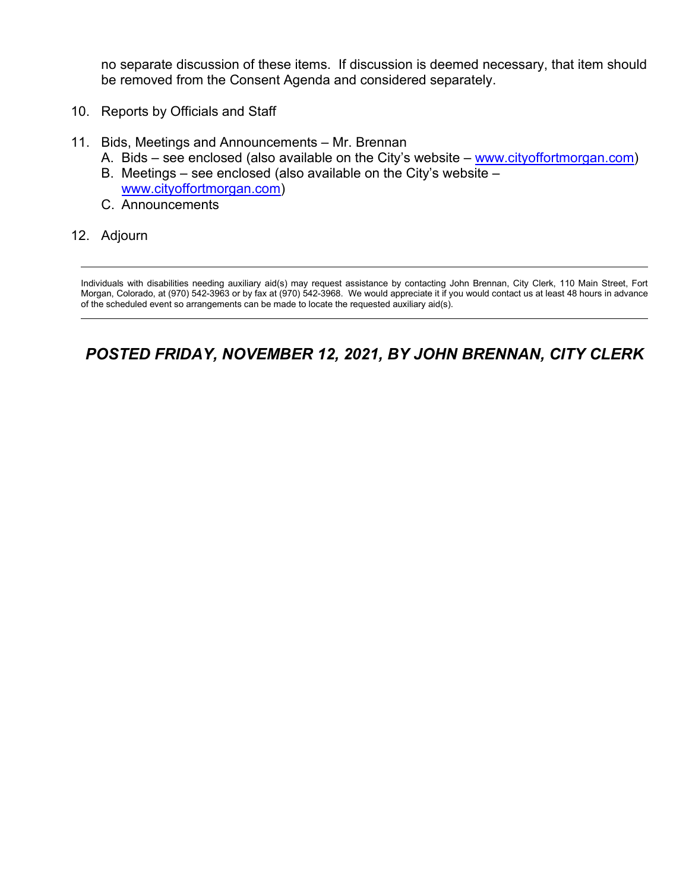no separate discussion of these items. If discussion is deemed necessary, that item should be removed from the Consent Agenda and considered separately.

10. Reports by Officials and Staff

11. Bids, Meetings and Announcements – Mr. Brennan
    A. Bids – see enclosed (also available on the City's website – www.cityoffortmorgan.com)
    B. Meetings – see enclosed (also available on the City's website – www.cityoffortmorgan.com)
    C. Announcements

12. Adjourn

---

Individuals with disabilities needing auxiliary aid(s) may request assistance by contacting John Brennan, City Clerk, 110 Main Street, Fort Morgan, Colorado, at (970) 542-3963 or by fax at (970) 542-3968. We would appreciate it if you would contact us at least 48 hours in advance of the scheduled event so arrangements can be made to locate the requested auxiliary aid(s).

---

***POSTED FRIDAY, NOVEMBER 12, 2021, BY JOHN BRENNAN, CITY CLERK***